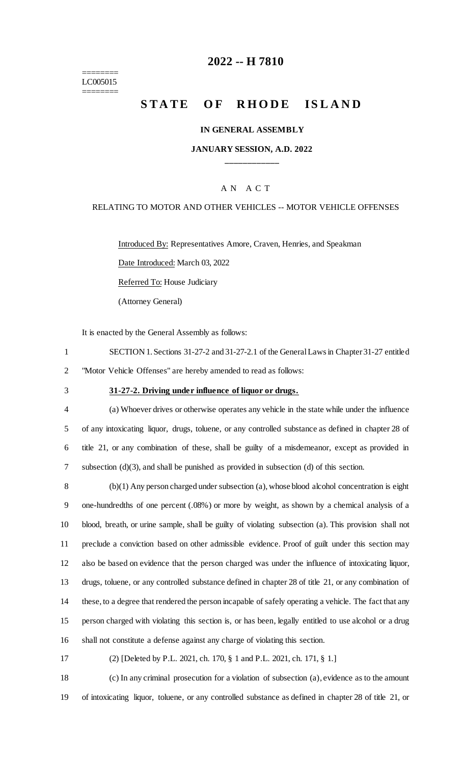# 2022 -- H 7810

========
LC005015
========

## STATE OF RHODE ISLAND

**IN GENERAL ASSEMBLY**

**JANUARY SESSION, A.D. 2022**

____________

A N A C T

RELATING TO MOTOR AND OTHER VEHICLES -- MOTOR VEHICLE OFFENSES

Introduced By: Representatives Amore, Craven, Henries, and Speakman

Date Introduced: March 03, 2022

Referred To: House Judiciary

(Attorney General)

It is enacted by the General Assembly as follows:

SECTION 1. Sections 31-27-2 and 31-27-2.1 of the General Laws in Chapter 31-27 entitled "Motor Vehicle Offenses" are hereby amended to read as follows:

**31-27-2. Driving under influence of liquor or drugs.**

(a) Whoever drives or otherwise operates any vehicle in the state while under the influence of any intoxicating liquor, drugs, toluene, or any controlled substance as defined in chapter 28 of title 21, or any combination of these, shall be guilty of a misdemeanor, except as provided in subsection (d)(3), and shall be punished as provided in subsection (d) of this section.

(b)(1) Any person charged under subsection (a), whose blood alcohol concentration is eight one-hundredths of one percent (.08%) or more by weight, as shown by a chemical analysis of a blood, breath, or urine sample, shall be guilty of violating subsection (a). This provision shall not preclude a conviction based on other admissible evidence. Proof of guilt under this section may also be based on evidence that the person charged was under the influence of intoxicating liquor, drugs, toluene, or any controlled substance defined in chapter 28 of title 21, or any combination of these, to a degree that rendered the person incapable of safely operating a vehicle. The fact that any person charged with violating this section is, or has been, legally entitled to use alcohol or a drug shall not constitute a defense against any charge of violating this section.

(2) [Deleted by P.L. 2021, ch. 170, § 1 and P.L. 2021, ch. 171, § 1.]

(c) In any criminal prosecution for a violation of subsection (a), evidence as to the amount of intoxicating liquor, toluene, or any controlled substance as defined in chapter 28 of title 21, or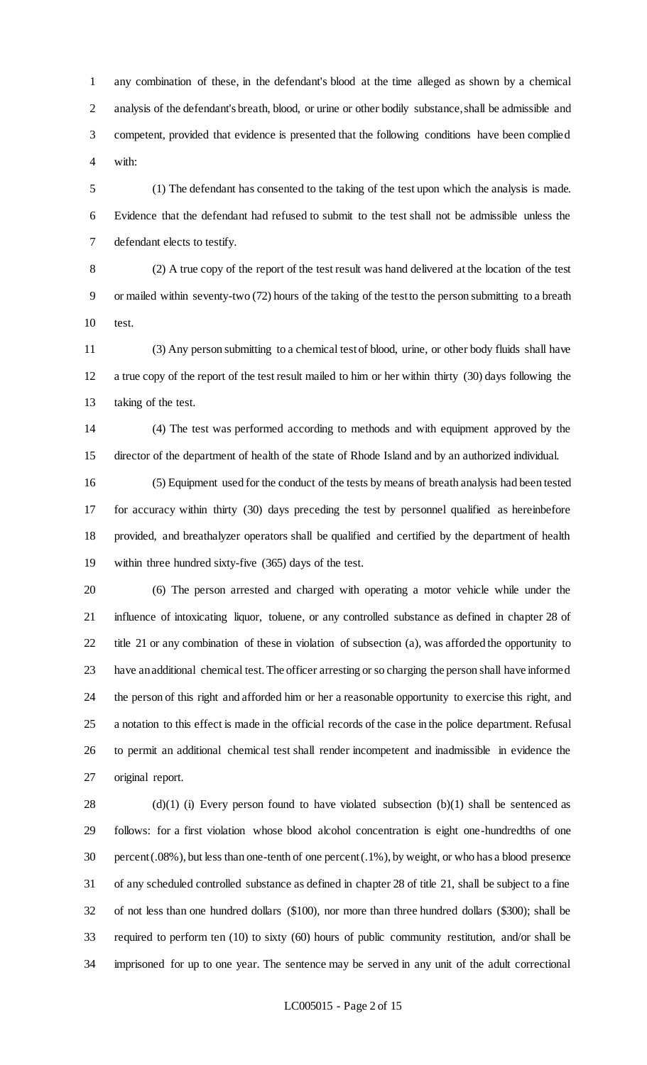any combination of these, in the defendant's blood at the time alleged as shown by a chemical analysis of the defendant's breath, blood, or urine or other bodily substance, shall be admissible and competent, provided that evidence is presented that the following conditions have been complied with:

(1) The defendant has consented to the taking of the test upon which the analysis is made. Evidence that the defendant had refused to submit to the test shall not be admissible unless the defendant elects to testify.

(2) A true copy of the report of the test result was hand delivered at the location of the test or mailed within seventy-two (72) hours of the taking of the test to the person submitting to a breath test.

(3) Any person submitting to a chemical test of blood, urine, or other body fluids shall have a true copy of the report of the test result mailed to him or her within thirty (30) days following the taking of the test.

(4) The test was performed according to methods and with equipment approved by the director of the department of health of the state of Rhode Island and by an authorized individual.

(5) Equipment used for the conduct of the tests by means of breath analysis had been tested for accuracy within thirty (30) days preceding the test by personnel qualified as hereinbefore provided, and breathalyzer operators shall be qualified and certified by the department of health within three hundred sixty-five (365) days of the test.

(6) The person arrested and charged with operating a motor vehicle while under the influence of intoxicating liquor, toluene, or any controlled substance as defined in chapter 28 of title 21 or any combination of these in violation of subsection (a), was afforded the opportunity to have an additional chemical test. The officer arresting or so charging the person shall have informed the person of this right and afforded him or her a reasonable opportunity to exercise this right, and a notation to this effect is made in the official records of the case in the police department. Refusal to permit an additional chemical test shall render incompetent and inadmissible in evidence the original report.

(d)(1) (i) Every person found to have violated subsection (b)(1) shall be sentenced as follows: for a first violation whose blood alcohol concentration is eight one-hundredths of one percent (.08%), but less than one-tenth of one percent (.1%), by weight, or who has a blood presence of any scheduled controlled substance as defined in chapter 28 of title 21, shall be subject to a fine of not less than one hundred dollars ($100), nor more than three hundred dollars ($300); shall be required to perform ten (10) to sixty (60) hours of public community restitution, and/or shall be imprisoned for up to one year. The sentence may be served in any unit of the adult correctional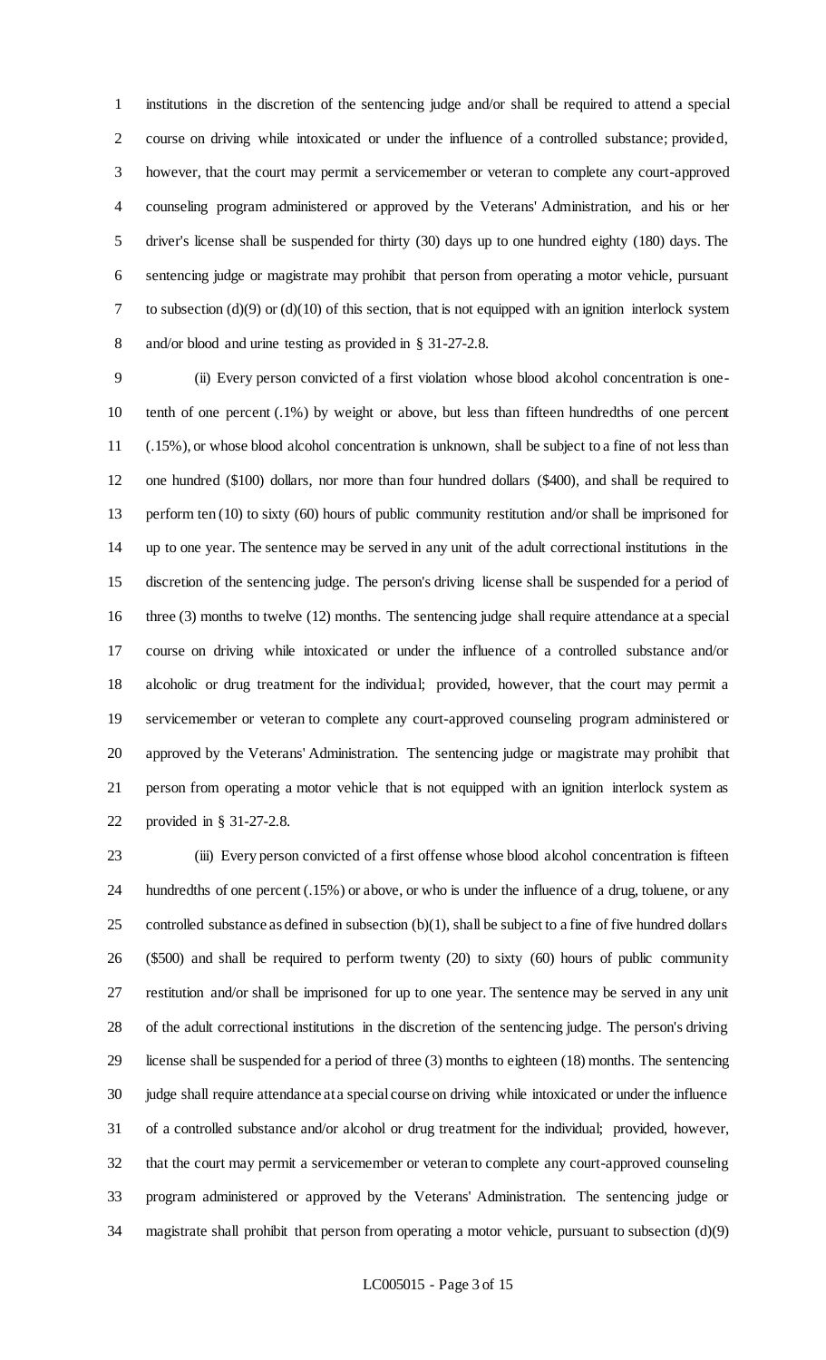institutions in the discretion of the sentencing judge and/or shall be required to attend a special course on driving while intoxicated or under the influence of a controlled substance; provided, however, that the court may permit a servicemember or veteran to complete any court-approved counseling program administered or approved by the Veterans' Administration, and his or her driver's license shall be suspended for thirty (30) days up to one hundred eighty (180) days. The sentencing judge or magistrate may prohibit that person from operating a motor vehicle, pursuant to subsection (d)(9) or (d)(10) of this section, that is not equipped with an ignition interlock system and/or blood and urine testing as provided in § 31-27-2.8.

(ii) Every person convicted of a first violation whose blood alcohol concentration is one-tenth of one percent (.1%) by weight or above, but less than fifteen hundredths of one percent (.15%), or whose blood alcohol concentration is unknown, shall be subject to a fine of not less than one hundred ($100) dollars, nor more than four hundred dollars ($400), and shall be required to perform ten (10) to sixty (60) hours of public community restitution and/or shall be imprisoned for up to one year. The sentence may be served in any unit of the adult correctional institutions in the discretion of the sentencing judge. The person's driving license shall be suspended for a period of three (3) months to twelve (12) months. The sentencing judge shall require attendance at a special course on driving while intoxicated or under the influence of a controlled substance and/or alcoholic or drug treatment for the individual; provided, however, that the court may permit a servicemember or veteran to complete any court-approved counseling program administered or approved by the Veterans' Administration. The sentencing judge or magistrate may prohibit that person from operating a motor vehicle that is not equipped with an ignition interlock system as provided in § 31-27-2.8.

(iii) Every person convicted of a first offense whose blood alcohol concentration is fifteen hundredths of one percent (.15%) or above, or who is under the influence of a drug, toluene, or any controlled substance as defined in subsection (b)(1), shall be subject to a fine of five hundred dollars ($500) and shall be required to perform twenty (20) to sixty (60) hours of public community restitution and/or shall be imprisoned for up to one year. The sentence may be served in any unit of the adult correctional institutions in the discretion of the sentencing judge. The person's driving license shall be suspended for a period of three (3) months to eighteen (18) months. The sentencing judge shall require attendance at a special course on driving while intoxicated or under the influence of a controlled substance and/or alcohol or drug treatment for the individual; provided, however, that the court may permit a servicemember or veteran to complete any court-approved counseling program administered or approved by the Veterans' Administration. The sentencing judge or magistrate shall prohibit that person from operating a motor vehicle, pursuant to subsection (d)(9)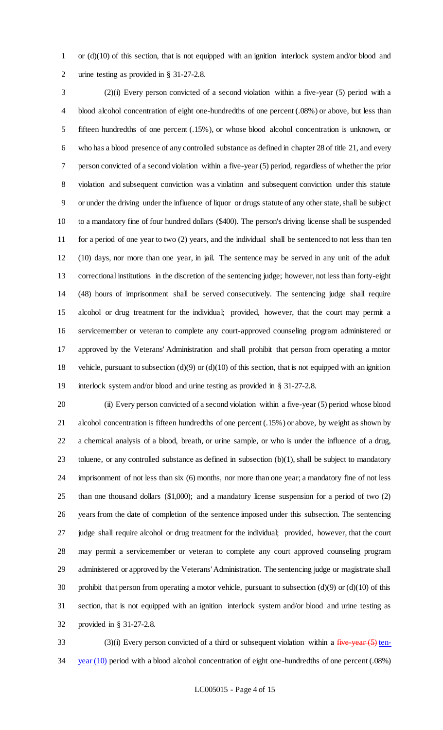or (d)(10) of this section, that is not equipped with an ignition interlock system and/or blood and urine testing as provided in § 31-27-2.8.

(2)(i) Every person convicted of a second violation within a five-year (5) period with a blood alcohol concentration of eight one-hundredths of one percent (.08%) or above, but less than fifteen hundredths of one percent (.15%), or whose blood alcohol concentration is unknown, or who has a blood presence of any controlled substance as defined in chapter 28 of title 21, and every person convicted of a second violation within a five-year (5) period, regardless of whether the prior violation and subsequent conviction was a violation and subsequent conviction under this statute or under the driving under the influence of liquor or drugs statute of any other state, shall be subject to a mandatory fine of four hundred dollars ($400). The person's driving license shall be suspended for a period of one year to two (2) years, and the individual shall be sentenced to not less than ten (10) days, nor more than one year, in jail. The sentence may be served in any unit of the adult correctional institutions in the discretion of the sentencing judge; however, not less than forty-eight (48) hours of imprisonment shall be served consecutively. The sentencing judge shall require alcohol or drug treatment for the individual; provided, however, that the court may permit a servicemember or veteran to complete any court-approved counseling program administered or approved by the Veterans' Administration and shall prohibit that person from operating a motor vehicle, pursuant to subsection (d)(9) or (d)(10) of this section, that is not equipped with an ignition interlock system and/or blood and urine testing as provided in § 31-27-2.8.

(ii) Every person convicted of a second violation within a five-year (5) period whose blood alcohol concentration is fifteen hundredths of one percent (.15%) or above, by weight as shown by a chemical analysis of a blood, breath, or urine sample, or who is under the influence of a drug, toluene, or any controlled substance as defined in subsection (b)(1), shall be subject to mandatory imprisonment of not less than six (6) months, nor more than one year; a mandatory fine of not less than one thousand dollars ($1,000); and a mandatory license suspension for a period of two (2) years from the date of completion of the sentence imposed under this subsection. The sentencing judge shall require alcohol or drug treatment for the individual; provided, however, that the court may permit a servicemember or veteran to complete any court approved counseling program administered or approved by the Veterans' Administration. The sentencing judge or magistrate shall prohibit that person from operating a motor vehicle, pursuant to subsection (d)(9) or (d)(10) of this section, that is not equipped with an ignition interlock system and/or blood and urine testing as provided in § 31-27-2.8.

(3)(i) Every person convicted of a third or subsequent violation within a ~~five-year (5)~~ ten-year (10) period with a blood alcohol concentration of eight one-hundredths of one percent (.08%)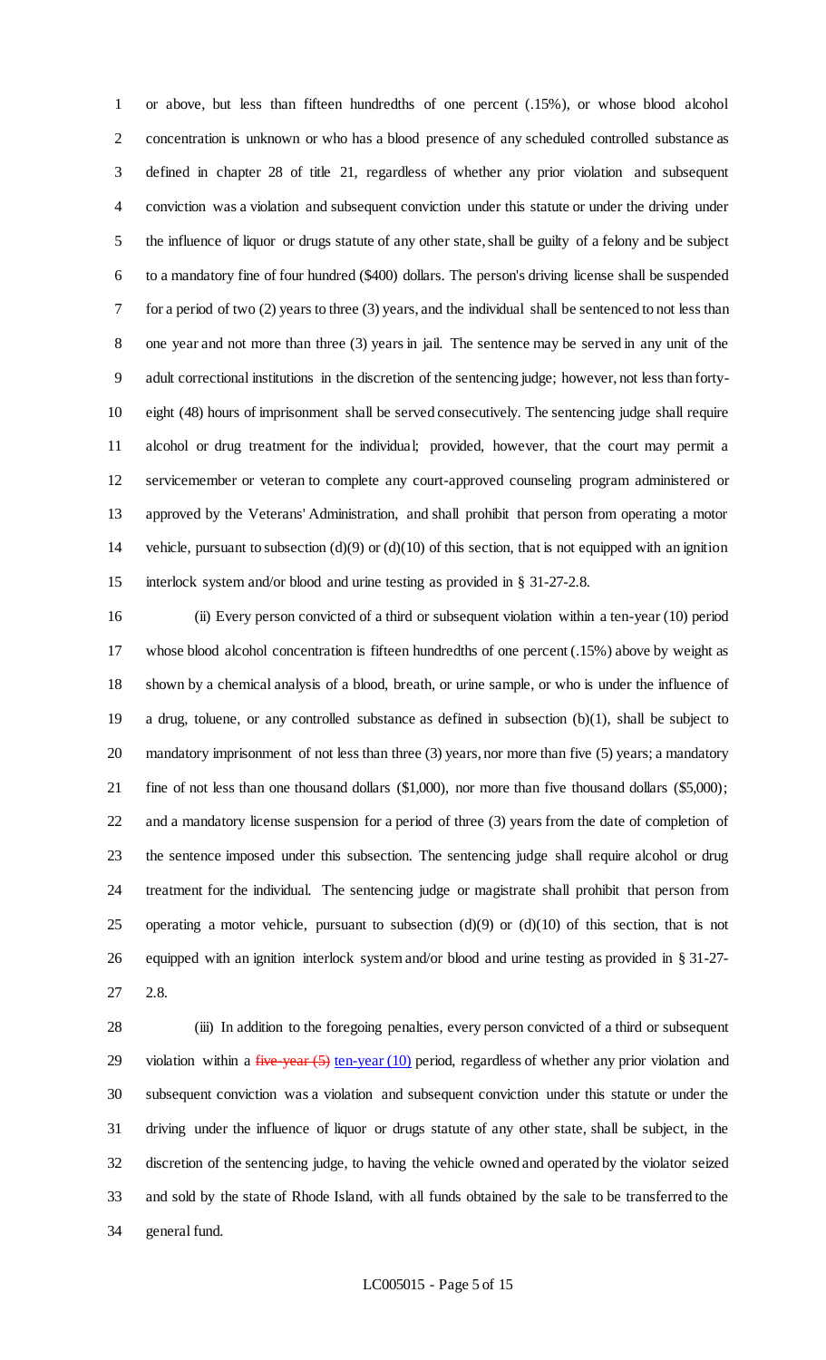or above, but less than fifteen hundredths of one percent (.15%), or whose blood alcohol concentration is unknown or who has a blood presence of any scheduled controlled substance as defined in chapter 28 of title 21, regardless of whether any prior violation and subsequent conviction was a violation and subsequent conviction under this statute or under the driving under the influence of liquor or drugs statute of any other state, shall be guilty of a felony and be subject to a mandatory fine of four hundred ($400) dollars. The person's driving license shall be suspended for a period of two (2) years to three (3) years, and the individual shall be sentenced to not less than one year and not more than three (3) years in jail. The sentence may be served in any unit of the adult correctional institutions in the discretion of the sentencing judge; however, not less than forty-eight (48) hours of imprisonment shall be served consecutively. The sentencing judge shall require alcohol or drug treatment for the individual; provided, however, that the court may permit a servicemember or veteran to complete any court-approved counseling program administered or approved by the Veterans' Administration, and shall prohibit that person from operating a motor vehicle, pursuant to subsection (d)(9) or (d)(10) of this section, that is not equipped with an ignition interlock system and/or blood and urine testing as provided in § 31-27-2.8.

(ii) Every person convicted of a third or subsequent violation within a ten-year (10) period whose blood alcohol concentration is fifteen hundredths of one percent (.15%) above by weight as shown by a chemical analysis of a blood, breath, or urine sample, or who is under the influence of a drug, toluene, or any controlled substance as defined in subsection (b)(1), shall be subject to mandatory imprisonment of not less than three (3) years, nor more than five (5) years; a mandatory fine of not less than one thousand dollars ($1,000), nor more than five thousand dollars ($5,000); and a mandatory license suspension for a period of three (3) years from the date of completion of the sentence imposed under this subsection. The sentencing judge shall require alcohol or drug treatment for the individual. The sentencing judge or magistrate shall prohibit that person from operating a motor vehicle, pursuant to subsection (d)(9) or (d)(10) of this section, that is not equipped with an ignition interlock system and/or blood and urine testing as provided in § 31-27-2.8.

(iii) In addition to the foregoing penalties, every person convicted of a third or subsequent violation within a ~~five-year (5)~~ ten-year (10) period, regardless of whether any prior violation and subsequent conviction was a violation and subsequent conviction under this statute or under the driving under the influence of liquor or drugs statute of any other state, shall be subject, in the discretion of the sentencing judge, to having the vehicle owned and operated by the violator seized and sold by the state of Rhode Island, with all funds obtained by the sale to be transferred to the general fund.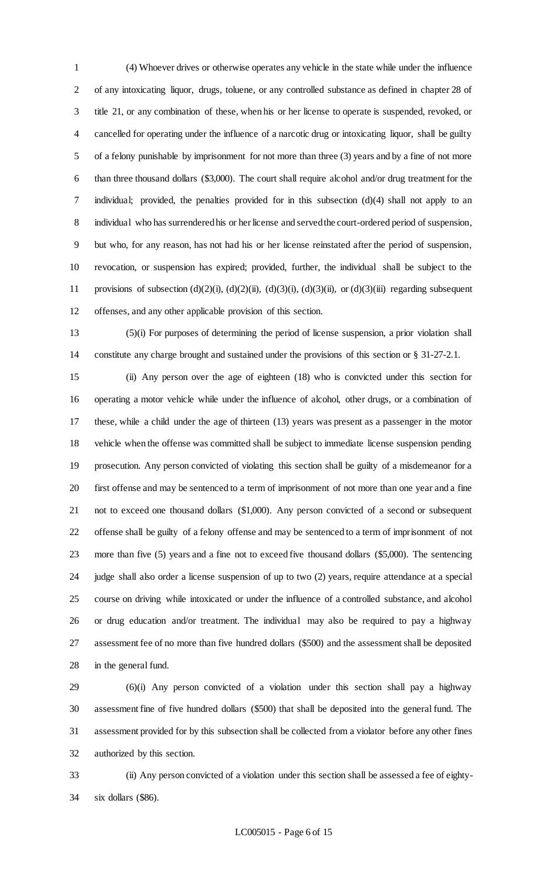(4) Whoever drives or otherwise operates any vehicle in the state while under the influence of any intoxicating liquor, drugs, toluene, or any controlled substance as defined in chapter 28 of title 21, or any combination of these, when his or her license to operate is suspended, revoked, or cancelled for operating under the influence of a narcotic drug or intoxicating liquor, shall be guilty of a felony punishable by imprisonment for not more than three (3) years and by a fine of not more than three thousand dollars ($3,000). The court shall require alcohol and/or drug treatment for the individual; provided, the penalties provided for in this subsection (d)(4) shall not apply to an individual who has surrendered his or her license and served the court-ordered period of suspension, but who, for any reason, has not had his or her license reinstated after the period of suspension, revocation, or suspension has expired; provided, further, the individual shall be subject to the provisions of subsection (d)(2)(i), (d)(2)(ii), (d)(3)(i), (d)(3)(ii), or (d)(3)(iii) regarding subsequent offenses, and any other applicable provision of this section.

(5)(i) For purposes of determining the period of license suspension, a prior violation shall constitute any charge brought and sustained under the provisions of this section or § 31-27-2.1.

(ii) Any person over the age of eighteen (18) who is convicted under this section for operating a motor vehicle while under the influence of alcohol, other drugs, or a combination of these, while a child under the age of thirteen (13) years was present as a passenger in the motor vehicle when the offense was committed shall be subject to immediate license suspension pending prosecution. Any person convicted of violating this section shall be guilty of a misdemeanor for a first offense and may be sentenced to a term of imprisonment of not more than one year and a fine not to exceed one thousand dollars ($1,000). Any person convicted of a second or subsequent offense shall be guilty of a felony offense and may be sentenced to a term of imprisonment of not more than five (5) years and a fine not to exceed five thousand dollars ($5,000). The sentencing judge shall also order a license suspension of up to two (2) years, require attendance at a special course on driving while intoxicated or under the influence of a controlled substance, and alcohol or drug education and/or treatment. The individual may also be required to pay a highway assessment fee of no more than five hundred dollars ($500) and the assessment shall be deposited in the general fund.

(6)(i) Any person convicted of a violation under this section shall pay a highway assessment fine of five hundred dollars ($500) that shall be deposited into the general fund. The assessment provided for by this subsection shall be collected from a violator before any other fines authorized by this section.

(ii) Any person convicted of a violation under this section shall be assessed a fee of eighty-six dollars ($86).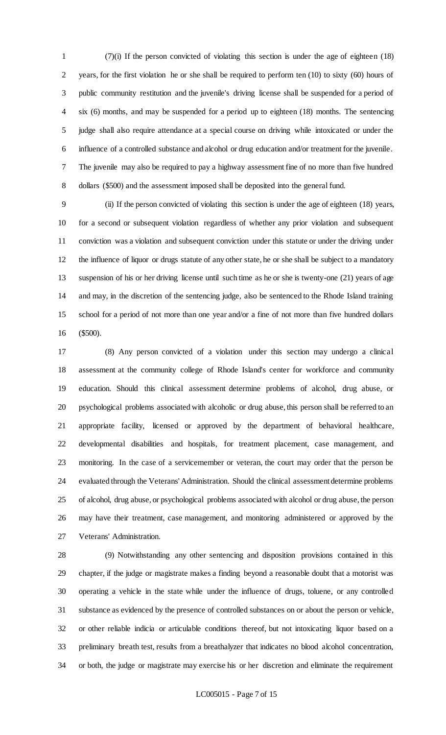(7)(i) If the person convicted of violating this section is under the age of eighteen (18) years, for the first violation he or she shall be required to perform ten (10) to sixty (60) hours of public community restitution and the juvenile's driving license shall be suspended for a period of six (6) months, and may be suspended for a period up to eighteen (18) months. The sentencing judge shall also require attendance at a special course on driving while intoxicated or under the influence of a controlled substance and alcohol or drug education and/or treatment for the juvenile. The juvenile may also be required to pay a highway assessment fine of no more than five hundred dollars ($500) and the assessment imposed shall be deposited into the general fund.

(ii) If the person convicted of violating this section is under the age of eighteen (18) years, for a second or subsequent violation regardless of whether any prior violation and subsequent conviction was a violation and subsequent conviction under this statute or under the driving under the influence of liquor or drugs statute of any other state, he or she shall be subject to a mandatory suspension of his or her driving license until such time as he or she is twenty-one (21) years of age and may, in the discretion of the sentencing judge, also be sentenced to the Rhode Island training school for a period of not more than one year and/or a fine of not more than five hundred dollars ($500).

(8) Any person convicted of a violation under this section may undergo a clinical assessment at the community college of Rhode Island's center for workforce and community education. Should this clinical assessment determine problems of alcohol, drug abuse, or psychological problems associated with alcoholic or drug abuse, this person shall be referred to an appropriate facility, licensed or approved by the department of behavioral healthcare, developmental disabilities and hospitals, for treatment placement, case management, and monitoring. In the case of a servicemember or veteran, the court may order that the person be evaluated through the Veterans' Administration. Should the clinical assessment determine problems of alcohol, drug abuse, or psychological problems associated with alcohol or drug abuse, the person may have their treatment, case management, and monitoring administered or approved by the Veterans' Administration.

(9) Notwithstanding any other sentencing and disposition provisions contained in this chapter, if the judge or magistrate makes a finding beyond a reasonable doubt that a motorist was operating a vehicle in the state while under the influence of drugs, toluene, or any controlled substance as evidenced by the presence of controlled substances on or about the person or vehicle, or other reliable indicia or articulable conditions thereof, but not intoxicating liquor based on a preliminary breath test, results from a breathalyzer that indicates no blood alcohol concentration, or both, the judge or magistrate may exercise his or her discretion and eliminate the requirement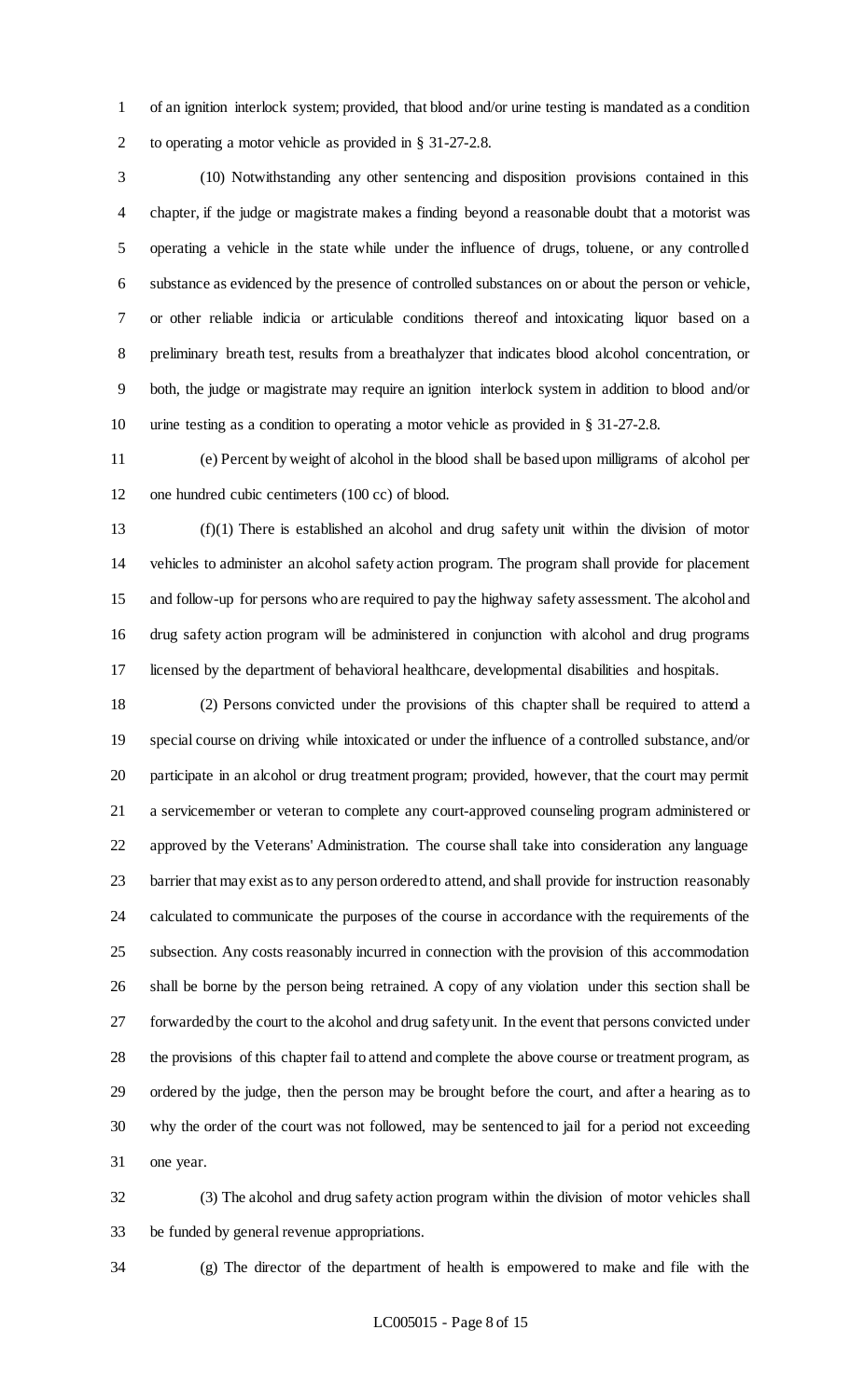of an ignition interlock system; provided, that blood and/or urine testing is mandated as a condition to operating a motor vehicle as provided in § 31-27-2.8.

(10) Notwithstanding any other sentencing and disposition provisions contained in this chapter, if the judge or magistrate makes a finding beyond a reasonable doubt that a motorist was operating a vehicle in the state while under the influence of drugs, toluene, or any controlled substance as evidenced by the presence of controlled substances on or about the person or vehicle, or other reliable indicia or articulable conditions thereof and intoxicating liquor based on a preliminary breath test, results from a breathalyzer that indicates blood alcohol concentration, or both, the judge or magistrate may require an ignition interlock system in addition to blood and/or urine testing as a condition to operating a motor vehicle as provided in § 31-27-2.8.

(e) Percent by weight of alcohol in the blood shall be based upon milligrams of alcohol per one hundred cubic centimeters (100 cc) of blood.

(f)(1) There is established an alcohol and drug safety unit within the division of motor vehicles to administer an alcohol safety action program. The program shall provide for placement and follow-up for persons who are required to pay the highway safety assessment. The alcohol and drug safety action program will be administered in conjunction with alcohol and drug programs licensed by the department of behavioral healthcare, developmental disabilities and hospitals.

(2) Persons convicted under the provisions of this chapter shall be required to attend a special course on driving while intoxicated or under the influence of a controlled substance, and/or participate in an alcohol or drug treatment program; provided, however, that the court may permit a servicemember or veteran to complete any court-approved counseling program administered or approved by the Veterans' Administration. The course shall take into consideration any language barrier that may exist as to any person ordered to attend, and shall provide for instruction reasonably calculated to communicate the purposes of the course in accordance with the requirements of the subsection. Any costs reasonably incurred in connection with the provision of this accommodation shall be borne by the person being retrained. A copy of any violation under this section shall be forwarded by the court to the alcohol and drug safety unit. In the event that persons convicted under the provisions of this chapter fail to attend and complete the above course or treatment program, as ordered by the judge, then the person may be brought before the court, and after a hearing as to why the order of the court was not followed, may be sentenced to jail for a period not exceeding one year.

(3) The alcohol and drug safety action program within the division of motor vehicles shall be funded by general revenue appropriations.

(g) The director of the department of health is empowered to make and file with the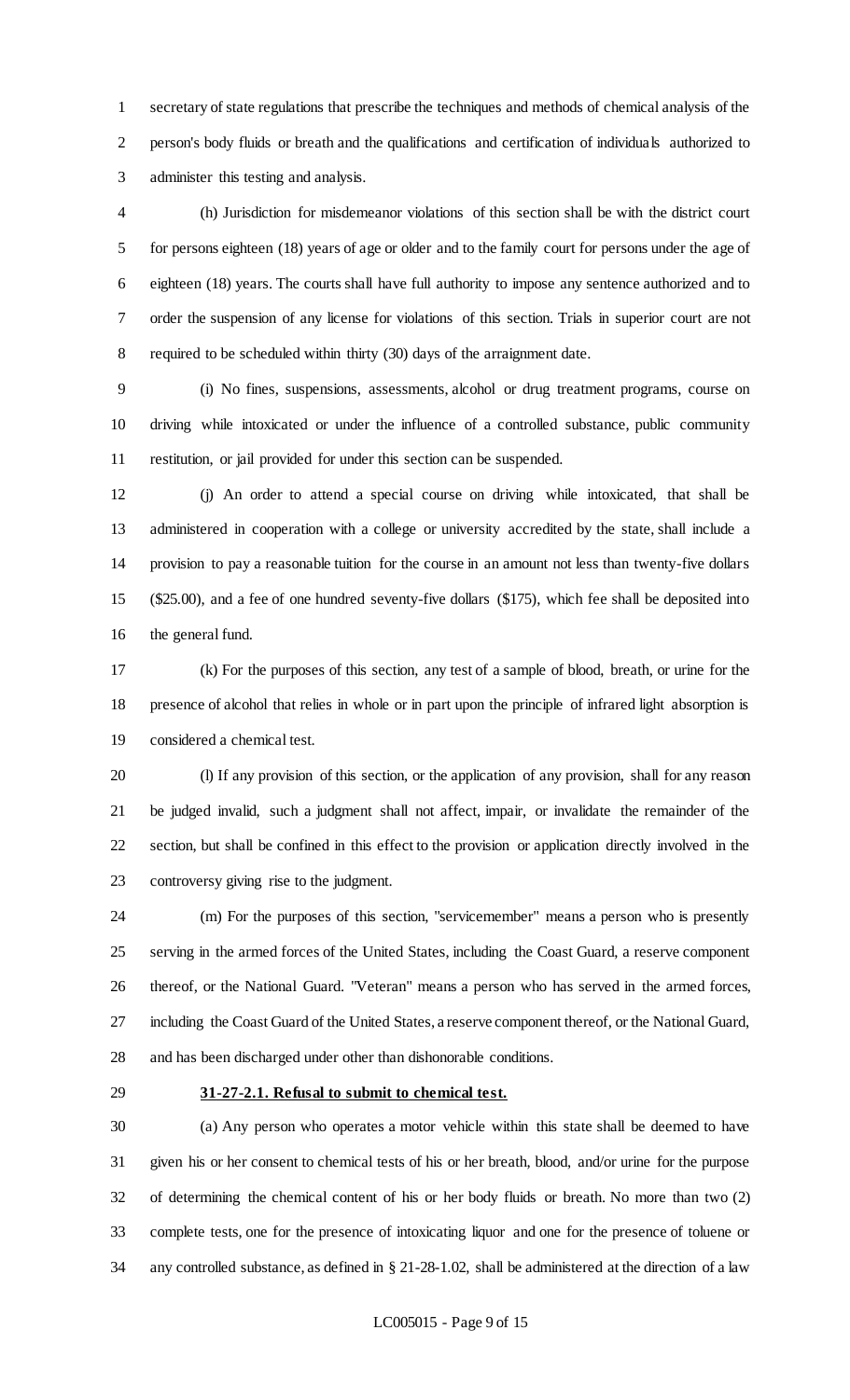secretary of state regulations that prescribe the techniques and methods of chemical analysis of the person's body fluids or breath and the qualifications and certification of individuals authorized to administer this testing and analysis.

(h) Jurisdiction for misdemeanor violations of this section shall be with the district court for persons eighteen (18) years of age or older and to the family court for persons under the age of eighteen (18) years. The courts shall have full authority to impose any sentence authorized and to order the suspension of any license for violations of this section. Trials in superior court are not required to be scheduled within thirty (30) days of the arraignment date.

(i) No fines, suspensions, assessments, alcohol or drug treatment programs, course on driving while intoxicated or under the influence of a controlled substance, public community restitution, or jail provided for under this section can be suspended.

(j) An order to attend a special course on driving while intoxicated, that shall be administered in cooperation with a college or university accredited by the state, shall include a provision to pay a reasonable tuition for the course in an amount not less than twenty-five dollars ($25.00), and a fee of one hundred seventy-five dollars ($175), which fee shall be deposited into the general fund.

(k) For the purposes of this section, any test of a sample of blood, breath, or urine for the presence of alcohol that relies in whole or in part upon the principle of infrared light absorption is considered a chemical test.

(l) If any provision of this section, or the application of any provision, shall for any reason be judged invalid, such a judgment shall not affect, impair, or invalidate the remainder of the section, but shall be confined in this effect to the provision or application directly involved in the controversy giving rise to the judgment.

(m) For the purposes of this section, "servicemember" means a person who is presently serving in the armed forces of the United States, including the Coast Guard, a reserve component thereof, or the National Guard. "Veteran" means a person who has served in the armed forces, including the Coast Guard of the United States, a reserve component thereof, or the National Guard, and has been discharged under other than dishonorable conditions.

**31-27-2.1. Refusal to submit to chemical test.**

(a) Any person who operates a motor vehicle within this state shall be deemed to have given his or her consent to chemical tests of his or her breath, blood, and/or urine for the purpose of determining the chemical content of his or her body fluids or breath. No more than two (2) complete tests, one for the presence of intoxicating liquor and one for the presence of toluene or any controlled substance, as defined in § 21-28-1.02, shall be administered at the direction of a law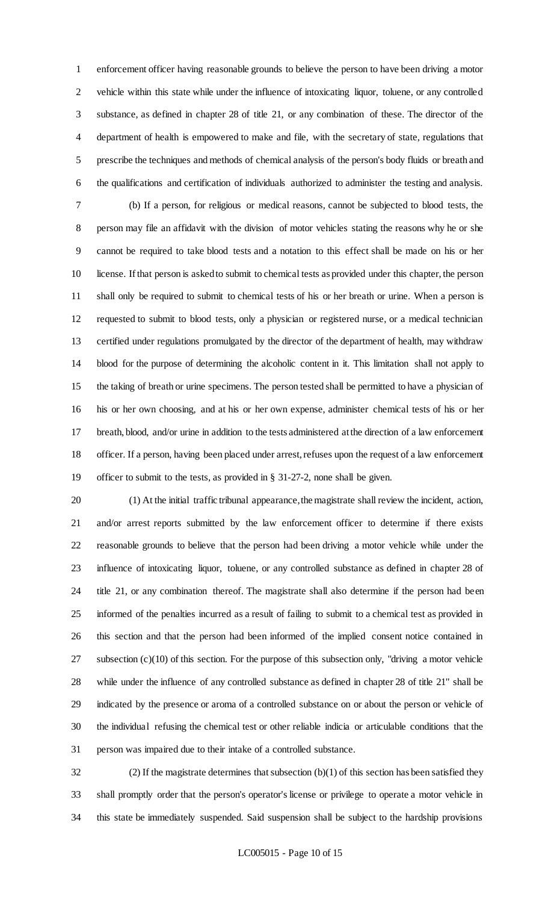enforcement officer having reasonable grounds to believe the person to have been driving a motor vehicle within this state while under the influence of intoxicating liquor, toluene, or any controlled substance, as defined in chapter 28 of title 21, or any combination of these. The director of the department of health is empowered to make and file, with the secretary of state, regulations that prescribe the techniques and methods of chemical analysis of the person's body fluids or breath and the qualifications and certification of individuals authorized to administer the testing and analysis.

(b) If a person, for religious or medical reasons, cannot be subjected to blood tests, the person may file an affidavit with the division of motor vehicles stating the reasons why he or she cannot be required to take blood tests and a notation to this effect shall be made on his or her license. If that person is asked to submit to chemical tests as provided under this chapter, the person shall only be required to submit to chemical tests of his or her breath or urine. When a person is requested to submit to blood tests, only a physician or registered nurse, or a medical technician certified under regulations promulgated by the director of the department of health, may withdraw blood for the purpose of determining the alcoholic content in it. This limitation shall not apply to the taking of breath or urine specimens. The person tested shall be permitted to have a physician of his or her own choosing, and at his or her own expense, administer chemical tests of his or her breath, blood, and/or urine in addition to the tests administered at the direction of a law enforcement officer. If a person, having been placed under arrest, refuses upon the request of a law enforcement officer to submit to the tests, as provided in § 31-27-2, none shall be given.

(1) At the initial traffic tribunal appearance, the magistrate shall review the incident, action, and/or arrest reports submitted by the law enforcement officer to determine if there exists reasonable grounds to believe that the person had been driving a motor vehicle while under the influence of intoxicating liquor, toluene, or any controlled substance as defined in chapter 28 of title 21, or any combination thereof. The magistrate shall also determine if the person had been informed of the penalties incurred as a result of failing to submit to a chemical test as provided in this section and that the person had been informed of the implied consent notice contained in subsection (c)(10) of this section. For the purpose of this subsection only, "driving a motor vehicle while under the influence of any controlled substance as defined in chapter 28 of title 21" shall be indicated by the presence or aroma of a controlled substance on or about the person or vehicle of the individual refusing the chemical test or other reliable indicia or articulable conditions that the person was impaired due to their intake of a controlled substance.

(2) If the magistrate determines that subsection (b)(1) of this section has been satisfied they shall promptly order that the person's operator's license or privilege to operate a motor vehicle in this state be immediately suspended. Said suspension shall be subject to the hardship provisions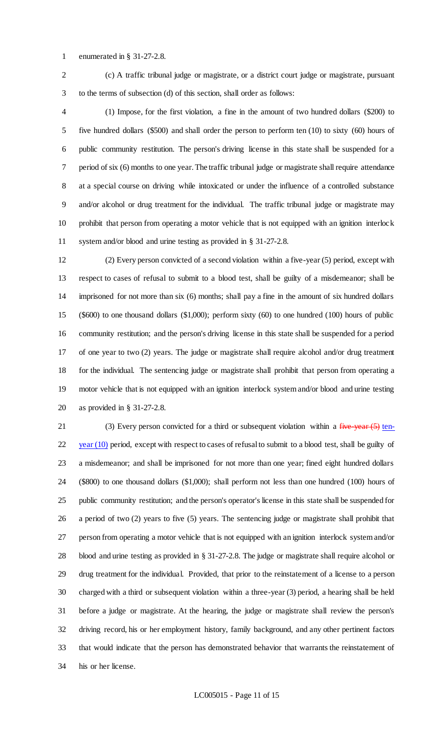enumerated in § 31-27-2.8.

(c) A traffic tribunal judge or magistrate, or a district court judge or magistrate, pursuant to the terms of subsection (d) of this section, shall order as follows:

(1) Impose, for the first violation, a fine in the amount of two hundred dollars ($200) to five hundred dollars ($500) and shall order the person to perform ten (10) to sixty (60) hours of public community restitution. The person's driving license in this state shall be suspended for a period of six (6) months to one year. The traffic tribunal judge or magistrate shall require attendance at a special course on driving while intoxicated or under the influence of a controlled substance and/or alcohol or drug treatment for the individual. The traffic tribunal judge or magistrate may prohibit that person from operating a motor vehicle that is not equipped with an ignition interlock system and/or blood and urine testing as provided in § 31-27-2.8.

(2) Every person convicted of a second violation within a five-year (5) period, except with respect to cases of refusal to submit to a blood test, shall be guilty of a misdemeanor; shall be imprisoned for not more than six (6) months; shall pay a fine in the amount of six hundred dollars ($600) to one thousand dollars ($1,000); perform sixty (60) to one hundred (100) hours of public community restitution; and the person's driving license in this state shall be suspended for a period of one year to two (2) years. The judge or magistrate shall require alcohol and/or drug treatment for the individual. The sentencing judge or magistrate shall prohibit that person from operating a motor vehicle that is not equipped with an ignition interlock system and/or blood and urine testing as provided in § 31-27-2.8.

(3) Every person convicted for a third or subsequent violation within a ~~five-year (5)~~ ten-year (10) period, except with respect to cases of refusal to submit to a blood test, shall be guilty of a misdemeanor; and shall be imprisoned for not more than one year; fined eight hundred dollars ($800) to one thousand dollars ($1,000); shall perform not less than one hundred (100) hours of public community restitution; and the person's operator's license in this state shall be suspended for a period of two (2) years to five (5) years. The sentencing judge or magistrate shall prohibit that person from operating a motor vehicle that is not equipped with an ignition interlock system and/or blood and urine testing as provided in § 31-27-2.8. The judge or magistrate shall require alcohol or drug treatment for the individual. Provided, that prior to the reinstatement of a license to a person charged with a third or subsequent violation within a three-year (3) period, a hearing shall be held before a judge or magistrate. At the hearing, the judge or magistrate shall review the person's driving record, his or her employment history, family background, and any other pertinent factors that would indicate that the person has demonstrated behavior that warrants the reinstatement of his or her license.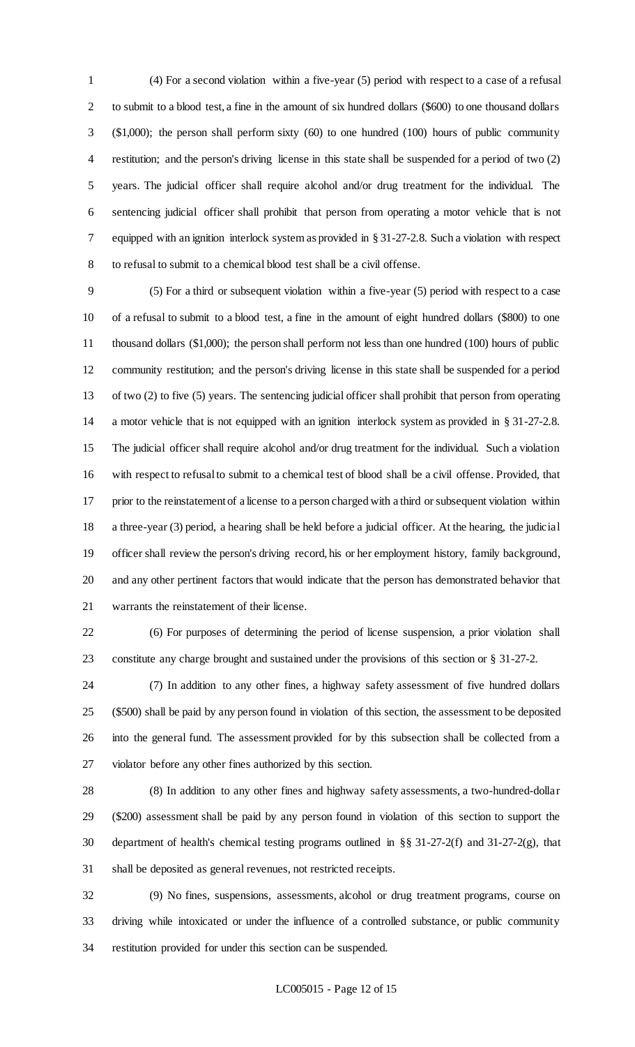(4) For a second violation within a five-year (5) period with respect to a case of a refusal to submit to a blood test, a fine in the amount of six hundred dollars ($600) to one thousand dollars ($1,000); the person shall perform sixty (60) to one hundred (100) hours of public community restitution; and the person's driving license in this state shall be suspended for a period of two (2) years. The judicial officer shall require alcohol and/or drug treatment for the individual. The sentencing judicial officer shall prohibit that person from operating a motor vehicle that is not equipped with an ignition interlock system as provided in § 31-27-2.8. Such a violation with respect to refusal to submit to a chemical blood test shall be a civil offense.

(5) For a third or subsequent violation within a five-year (5) period with respect to a case of a refusal to submit to a blood test, a fine in the amount of eight hundred dollars ($800) to one thousand dollars ($1,000); the person shall perform not less than one hundred (100) hours of public community restitution; and the person's driving license in this state shall be suspended for a period of two (2) to five (5) years. The sentencing judicial officer shall prohibit that person from operating a motor vehicle that is not equipped with an ignition interlock system as provided in § 31-27-2.8. The judicial officer shall require alcohol and/or drug treatment for the individual. Such a violation with respect to refusal to submit to a chemical test of blood shall be a civil offense. Provided, that prior to the reinstatement of a license to a person charged with a third or subsequent violation within a three-year (3) period, a hearing shall be held before a judicial officer. At the hearing, the judicial officer shall review the person's driving record, his or her employment history, family background, and any other pertinent factors that would indicate that the person has demonstrated behavior that warrants the reinstatement of their license.

(6) For purposes of determining the period of license suspension, a prior violation shall constitute any charge brought and sustained under the provisions of this section or § 31-27-2.

(7) In addition to any other fines, a highway safety assessment of five hundred dollars ($500) shall be paid by any person found in violation of this section, the assessment to be deposited into the general fund. The assessment provided for by this subsection shall be collected from a violator before any other fines authorized by this section.

(8) In addition to any other fines and highway safety assessments, a two-hundred-dollar ($200) assessment shall be paid by any person found in violation of this section to support the department of health's chemical testing programs outlined in §§ 31-27-2(f) and 31-27-2(g), that shall be deposited as general revenues, not restricted receipts.

(9) No fines, suspensions, assessments, alcohol or drug treatment programs, course on driving while intoxicated or under the influence of a controlled substance, or public community restitution provided for under this section can be suspended.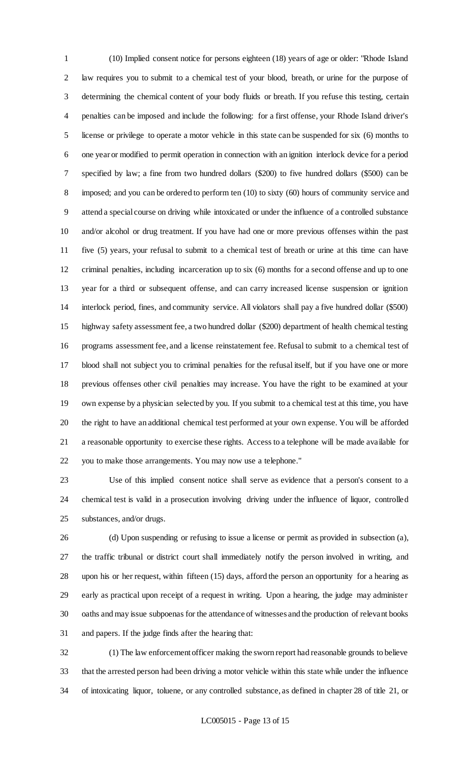(10) Implied consent notice for persons eighteen (18) years of age or older: "Rhode Island law requires you to submit to a chemical test of your blood, breath, or urine for the purpose of determining the chemical content of your body fluids or breath. If you refuse this testing, certain penalties can be imposed and include the following: for a first offense, your Rhode Island driver's license or privilege to operate a motor vehicle in this state can be suspended for six (6) months to one year or modified to permit operation in connection with an ignition interlock device for a period specified by law; a fine from two hundred dollars ($200) to five hundred dollars ($500) can be imposed; and you can be ordered to perform ten (10) to sixty (60) hours of community service and attend a special course on driving while intoxicated or under the influence of a controlled substance and/or alcohol or drug treatment. If you have had one or more previous offenses within the past five (5) years, your refusal to submit to a chemical test of breath or urine at this time can have criminal penalties, including incarceration up to six (6) months for a second offense and up to one year for a third or subsequent offense, and can carry increased license suspension or ignition interlock period, fines, and community service. All violators shall pay a five hundred dollar ($500) highway safety assessment fee, a two hundred dollar ($200) department of health chemical testing programs assessment fee, and a license reinstatement fee. Refusal to submit to a chemical test of blood shall not subject you to criminal penalties for the refusal itself, but if you have one or more previous offenses other civil penalties may increase. You have the right to be examined at your own expense by a physician selected by you. If you submit to a chemical test at this time, you have the right to have an additional chemical test performed at your own expense. You will be afforded a reasonable opportunity to exercise these rights. Access to a telephone will be made available for you to make those arrangements. You may now use a telephone."

Use of this implied consent notice shall serve as evidence that a person's consent to a chemical test is valid in a prosecution involving driving under the influence of liquor, controlled substances, and/or drugs.

(d) Upon suspending or refusing to issue a license or permit as provided in subsection (a), the traffic tribunal or district court shall immediately notify the person involved in writing, and upon his or her request, within fifteen (15) days, afford the person an opportunity for a hearing as early as practical upon receipt of a request in writing. Upon a hearing, the judge may administer oaths and may issue subpoenas for the attendance of witnesses and the production of relevant books and papers. If the judge finds after the hearing that:

(1) The law enforcement officer making the sworn report had reasonable grounds to believe that the arrested person had been driving a motor vehicle within this state while under the influence of intoxicating liquor, toluene, or any controlled substance, as defined in chapter 28 of title 21, or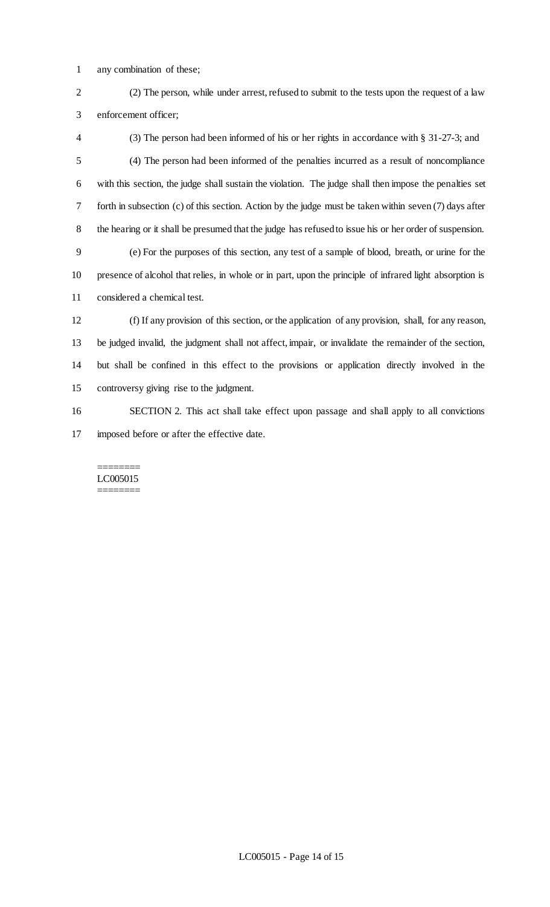any combination of these;

(2) The person, while under arrest, refused to submit to the tests upon the request of a law enforcement officer;

(3) The person had been informed of his or her rights in accordance with § 31-27-3; and

(4) The person had been informed of the penalties incurred as a result of noncompliance with this section, the judge shall sustain the violation. The judge shall then impose the penalties set forth in subsection (c) of this section. Action by the judge must be taken within seven (7) days after the hearing or it shall be presumed that the judge has refused to issue his or her order of suspension.

(e) For the purposes of this section, any test of a sample of blood, breath, or urine for the presence of alcohol that relies, in whole or in part, upon the principle of infrared light absorption is considered a chemical test.

(f) If any provision of this section, or the application of any provision, shall, for any reason, be judged invalid, the judgment shall not affect, impair, or invalidate the remainder of the section, but shall be confined in this effect to the provisions or application directly involved in the controversy giving rise to the judgment.

SECTION 2. This act shall take effect upon passage and shall apply to all convictions imposed before or after the effective date.

========
LC005015
========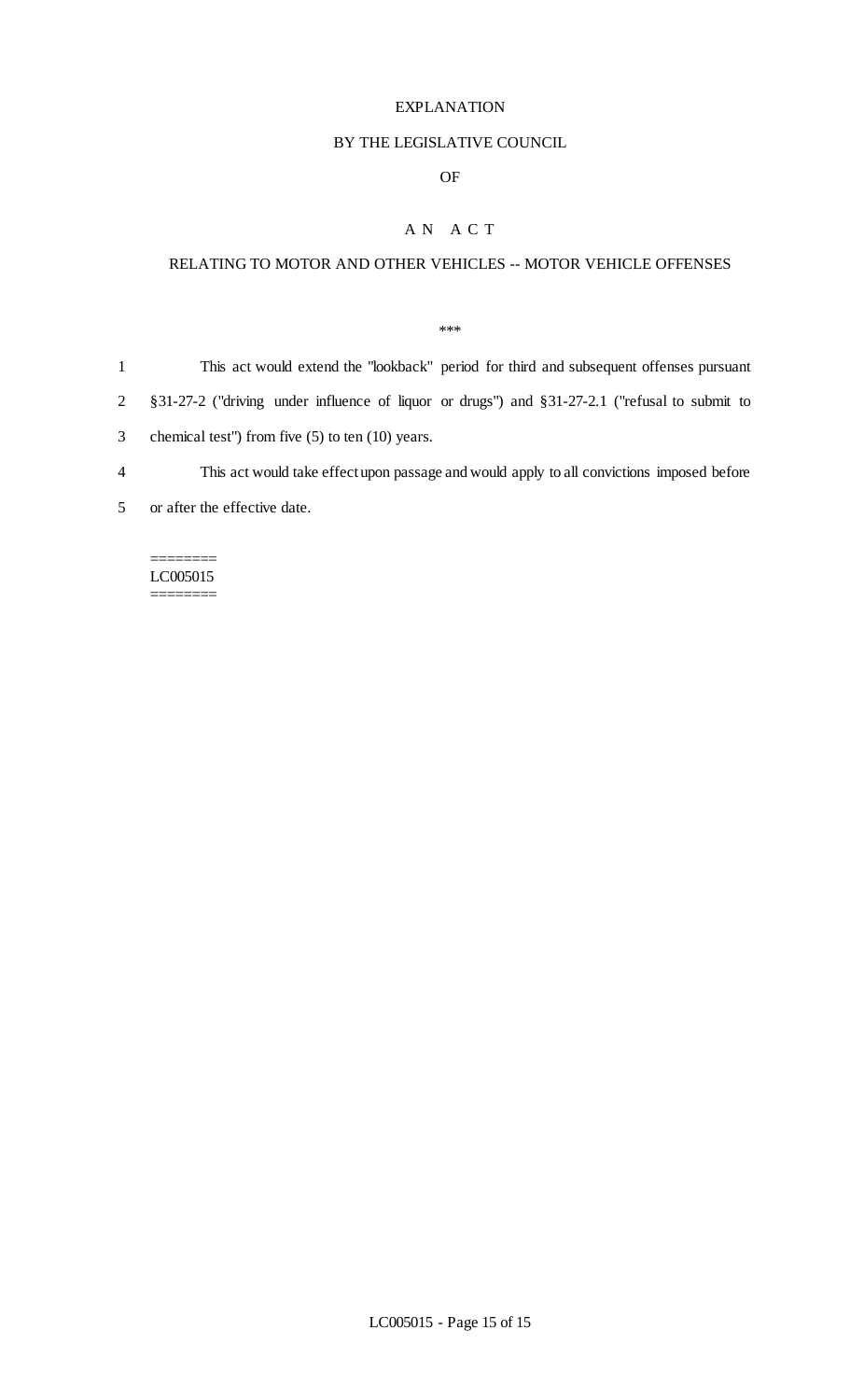EXPLANATION

BY THE LEGISLATIVE COUNCIL

OF

A N A C T

RELATING TO MOTOR AND OTHER VEHICLES -- MOTOR VEHICLE OFFENSES

\*\*\*

1 This act would extend the "lookback" period for third and subsequent offenses pursuant
2 §31-27-2 ("driving under influence of liquor or drugs") and §31-27-2.1 ("refusal to submit to
3 chemical test") from five (5) to ten (10) years.

4 This act would take effect upon passage and would apply to all convictions imposed before
5 or after the effective date.

========
LC005015
========